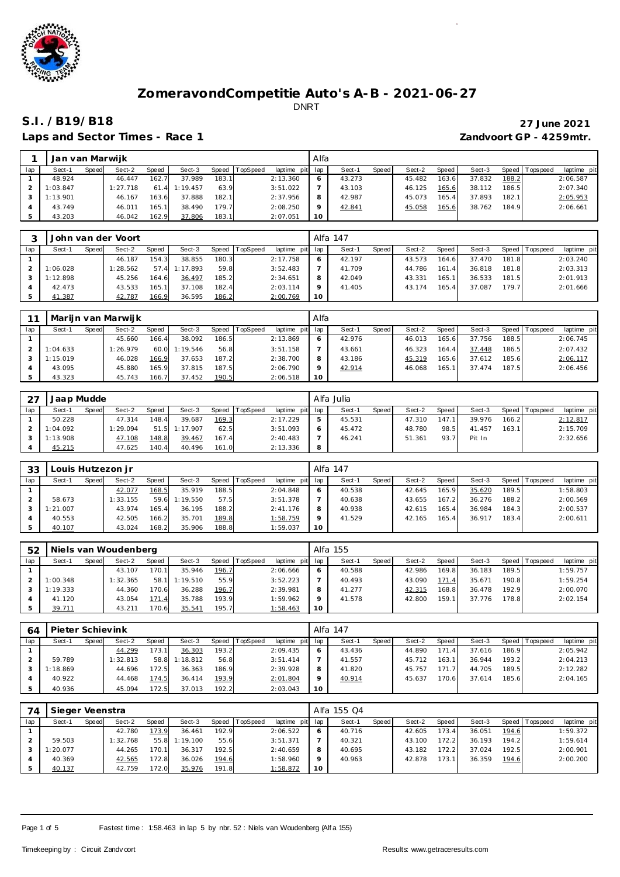# ZomeravondCompetitie Auto's A-B - 2021-06-27

DNRT

## S.I. /B19/B18

**27 June 2021**

**Laps and Sector Times - Race 1**

**Zandvoort GP - 4259mtr.**

| 1 | Jan van Marwijk | | | | | | | | Alfa | | | | | | | | |
|---|---|---|---|---|---|---|---|---|---|---|---|---|---|---|---|---|---|
| lap | Sect-1 | Speed | Sect-2 | Speed | Sect-3 | Speed | TopSpeed | laptime pit | lap | Sect-1 | Speed | Sect-2 | Speed | Sect-3 | Speed | Topspeed | laptime pit |
| 1 | 48.924 | | 46.447 | 162.7 | 37.989 | 183.1 | | 2:13.360 | 6 | 43.273 | | 45.482 | 163.6 | 37.832 | 188.2 | | 2:06.587 |
| 2 | 1:03.847 | | 1:27.718 | 61.4 | 1:19.457 | 63.9 | | 3:51.022 | 7 | 43.103 | | 46.125 | 165.6 | 38.112 | 186.5 | | 2:07.340 |
| 3 | 1:13.901 | | 46.167 | 163.6 | 37.888 | 182.1 | | 2:37.956 | 8 | 42.987 | | 45.073 | 165.4 | 37.893 | 182.1 | | 2:05.953 |
| 4 | 43.749 | | 46.011 | 165.1 | 38.490 | 179.7 | | 2:08.250 | 9 | 42.841 | | 45.058 | 165.6 | 38.762 | 184.9 | | 2:06.661 |
| 5 | 43.203 | | 46.042 | 162.9 | 37.806 | 183.1 | | 2:07.051 | 10 | | | | | | | | |

| 3 | John van der Voort | | | | | | | | Alfa 147 | | | | | | | | |
|---|---|---|---|---|---|---|---|---|---|---|---|---|---|---|---|---|---|
| lap | Sect-1 | Speed | Sect-2 | Speed | Sect-3 | Speed | TopSpeed | laptime pit | lap | Sect-1 | Speed | Sect-2 | Speed | Sect-3 | Speed | Topspeed | laptime pit |
| 1 | | | 46.187 | 154.3 | 38.855 | 180.3 | | 2:17.758 | 6 | 42.197 | | 43.573 | 164.6 | 37.470 | 181.8 | | 2:03.240 |
| 2 | 1:06.028 | | 1:28.562 | 57.4 | 1:17.893 | 59.8 | | 3:52.483 | 7 | 41.709 | | 44.786 | 161.4 | 36.818 | 181.8 | | 2:03.313 |
| 3 | 1:12.898 | | 45.256 | 164.6 | 36.497 | 185.2 | | 2:34.651 | 8 | 42.049 | | 43.331 | 165.1 | 36.533 | 181.5 | | 2:01.913 |
| 4 | 42.473 | | 43.533 | 165.1 | 37.108 | 182.4 | | 2:03.114 | 9 | 41.405 | | 43.174 | 165.4 | 37.087 | 179.7 | | 2:01.666 |
| 5 | 41.387 | | 42.787 | 166.9 | 36.595 | 186.2 | | 2:00.769 | 10 | | | | | | | | |

| 11 | Marijn van Marwijk | | | | | | | | Alfa | | | | | | | | |
|---|---|---|---|---|---|---|---|---|---|---|---|---|---|---|---|---|---|
| lap | Sect-1 | Speed | Sect-2 | Speed | Sect-3 | Speed | TopSpeed | laptime pit | lap | Sect-1 | Speed | Sect-2 | Speed | Sect-3 | Speed | Topspeed | laptime pit |
| 1 | | | 45.660 | 166.4 | 38.092 | 186.5 | | 2:13.869 | 6 | 42.976 | | 46.013 | 165.6 | 37.756 | 188.5 | | 2:06.745 |
| 2 | 1:04.633 | | 1:26.979 | 60.0 | 1:19.546 | 56.8 | | 3:51.158 | 7 | 43.661 | | 46.323 | 164.4 | 37.448 | 186.5 | | 2:07.432 |
| 3 | 1:15.019 | | 46.028 | 166.9 | 37.653 | 187.2 | | 2:38.700 | 8 | 43.186 | | 45.319 | 165.6 | 37.612 | 185.6 | | 2:06.117 |
| 4 | 43.095 | | 45.880 | 165.9 | 37.815 | 187.5 | | 2:06.790 | 9 | 42.914 | | 46.068 | 165.1 | 37.474 | 187.5 | | 2:06.456 |
| 5 | 43.323 | | 45.743 | 166.7 | 37.452 | 190.5 | | 2:06.518 | 10 | | | | | | | | |

| 27 | Jaap Mudde | | | | | | | | Alfa Julia | | | | | | | | |
|---|---|---|---|---|---|---|---|---|---|---|---|---|---|---|---|---|---|
| lap | Sect-1 | Speed | Sect-2 | Speed | Sect-3 | Speed | TopSpeed | laptime pit | lap | Sect-1 | Speed | Sect-2 | Speed | Sect-3 | Speed | Topspeed | laptime pit |
| 1 | 50.228 | | 47.314 | 148.4 | 39.687 | 169.3 | | 2:17.229 | 5 | 45.531 | | 47.310 | 147.1 | 39.976 | 166.2 | | 2:12.817 |
| 2 | 1:04.092 | | 1:29.094 | 51.5 | 1:17.907 | 62.5 | | 3:51.093 | 6 | 45.472 | | 48.780 | 98.5 | 41.457 | 163.1 | | 2:15.709 |
| 3 | 1:13.908 | | 47.108 | 148.8 | 39.467 | 167.4 | | 2:40.483 | 7 | 46.241 | | 51.361 | 93.7 | Pit In | | | 2:32.656 |
| 4 | 45.215 | | 47.625 | 140.4 | 40.496 | 161.0 | | 2:13.336 | 8 | | | | | | | | |

| 33 | Louis Hutzezon jr | | | | | | | | Alfa 147 | | | | | | | | |
|---|---|---|---|---|---|---|---|---|---|---|---|---|---|---|---|---|---|
| lap | Sect-1 | Speed | Sect-2 | Speed | Sect-3 | Speed | TopSpeed | laptime pit | lap | Sect-1 | Speed | Sect-2 | Speed | Sect-3 | Speed | Topspeed | laptime pit |
| 1 | | | 42.077 | 168.5 | 35.919 | 188.5 | | 2:04.848 | 6 | 40.538 | | 42.645 | 165.9 | 35.620 | 189.5 | | 1:58.803 |
| 2 | 58.673 | | 1:33.155 | 59.6 | 1:19.550 | 57.5 | | 3:51.378 | 7 | 40.638 | | 43.655 | 167.2 | 36.276 | 188.2 | | 2:00.569 |
| 3 | 1:21.007 | | 43.974 | 165.4 | 36.195 | 188.2 | | 2:41.176 | 8 | 40.938 | | 42.615 | 165.4 | 36.984 | 184.3 | | 2:00.537 |
| 4 | 40.553 | | 42.505 | 166.2 | 35.701 | 189.8 | | 1:58.759 | 9 | 41.529 | | 42.165 | 165.4 | 36.917 | 183.4 | | 2:00.611 |
| 5 | 40.107 | | 43.024 | 168.2 | 35.906 | 188.8 | | 1:59.037 | 10 | | | | | | | | |

| 52 | Niels van Woudenberg | | | | | | | | Alfa 155 | | | | | | | | |
|---|---|---|---|---|---|---|---|---|---|---|---|---|---|---|---|---|---|
| lap | Sect-1 | Speed | Sect-2 | Speed | Sect-3 | Speed | TopSpeed | laptime pit | lap | Sect-1 | Speed | Sect-2 | Speed | Sect-3 | Speed | Topspeed | laptime pit |
| 1 | | | 43.107 | 170.1 | 35.946 | 196.7 | | 2:06.666 | 6 | 40.588 | | 42.986 | 169.8 | 36.183 | 189.5 | | 1:59.757 |
| 2 | 1:00.348 | | 1:32.365 | 58.1 | 1:19.510 | 55.9 | | 3:52.223 | 7 | 40.493 | | 43.090 | 171.4 | 35.671 | 190.8 | | 1:59.254 |
| 3 | 1:19.333 | | 44.360 | 170.6 | 36.288 | 196.7 | | 2:39.981 | 8 | 41.277 | | 42.315 | 168.8 | 36.478 | 192.9 | | 2:00.070 |
| 4 | 41.120 | | 43.054 | 171.4 | 35.788 | 193.9 | | 1:59.962 | 9 | 41.578 | | 42.800 | 159.1 | 37.776 | 178.8 | | 2:02.154 |
| 5 | 39.711 | | 43.211 | 170.6 | 35.541 | 195.7 | | 1:58.463 | 10 | | | | | | | | |

| 64 | Pieter Schievink | | | | | | | | Alfa 147 | | | | | | | | |
|---|---|---|---|---|---|---|---|---|---|---|---|---|---|---|---|---|---|
| lap | Sect-1 | Speed | Sect-2 | Speed | Sect-3 | Speed | TopSpeed | laptime pit | lap | Sect-1 | Speed | Sect-2 | Speed | Sect-3 | Speed | Topspeed | laptime pit |
| 1 | | | 44.299 | 173.1 | 36.303 | 193.2 | | 2:09.435 | 6 | 43.436 | | 44.890 | 171.4 | 37.616 | 186.9 | | 2:05.942 |
| 2 | 59.789 | | 1:32.813 | 58.8 | 1:18.812 | 56.8 | | 3:51.414 | 7 | 41.557 | | 45.712 | 163.1 | 36.944 | 193.2 | | 2:04.213 |
| 3 | 1:18.869 | | 44.696 | 172.5 | 36.363 | 186.9 | | 2:39.928 | 8 | 41.820 | | 45.757 | 171.7 | 44.705 | 189.5 | | 2:12.282 |
| 4 | 40.922 | | 44.468 | 174.5 | 36.414 | 193.9 | | 2:01.804 | 9 | 40.914 | | 45.637 | 170.6 | 37.614 | 185.6 | | 2:04.165 |
| 5 | 40.936 | | 45.094 | 172.5 | 37.013 | 192.2 | | 2:03.043 | 10 | | | | | | | | |

| 74 | Sieger Veenstra | | | | | | | | Alfa 155 Q4 | | | | | | | | |
|---|---|---|---|---|---|---|---|---|---|---|---|---|---|---|---|---|---|
| lap | Sect-1 | Speed | Sect-2 | Speed | Sect-3 | Speed | TopSpeed | laptime pit | lap | Sect-1 | Speed | Sect-2 | Speed | Sect-3 | Speed | Topspeed | laptime pit |
| 1 | | | 42.780 | 173.9 | 36.461 | 192.9 | | 2:06.522 | 6 | 40.716 | | 42.605 | 173.4 | 36.051 | 194.6 | | 1:59.372 |
| 2 | 59.503 | | 1:32.768 | 55.8 | 1:19.100 | 55.6 | | 3:51.371 | 7 | 40.321 | | 43.100 | 172.2 | 36.193 | 194.2 | | 1:59.614 |
| 3 | 1:20.077 | | 44.265 | 170.1 | 36.317 | 192.5 | | 2:40.659 | 8 | 40.695 | | 43.182 | 172.2 | 37.024 | 192.5 | | 2:00.901 |
| 4 | 40.369 | | 42.565 | 172.8 | 36.026 | 194.6 | | 1:58.960 | 9 | 40.963 | | 42.878 | 173.1 | 36.359 | 194.6 | | 2:00.200 |
| 5 | 40.137 | | 42.759 | 172.0 | 35.976 | 191.8 | | 1:58.872 | 10 | | | | | | | | |

Fastest time : 1:58.463 in lap 5 by nbr. 52 : Niels van Woudenberg (Alfa 155)

Timekeeping by : Circuit Zandvoort

Results: www.getraceresults.com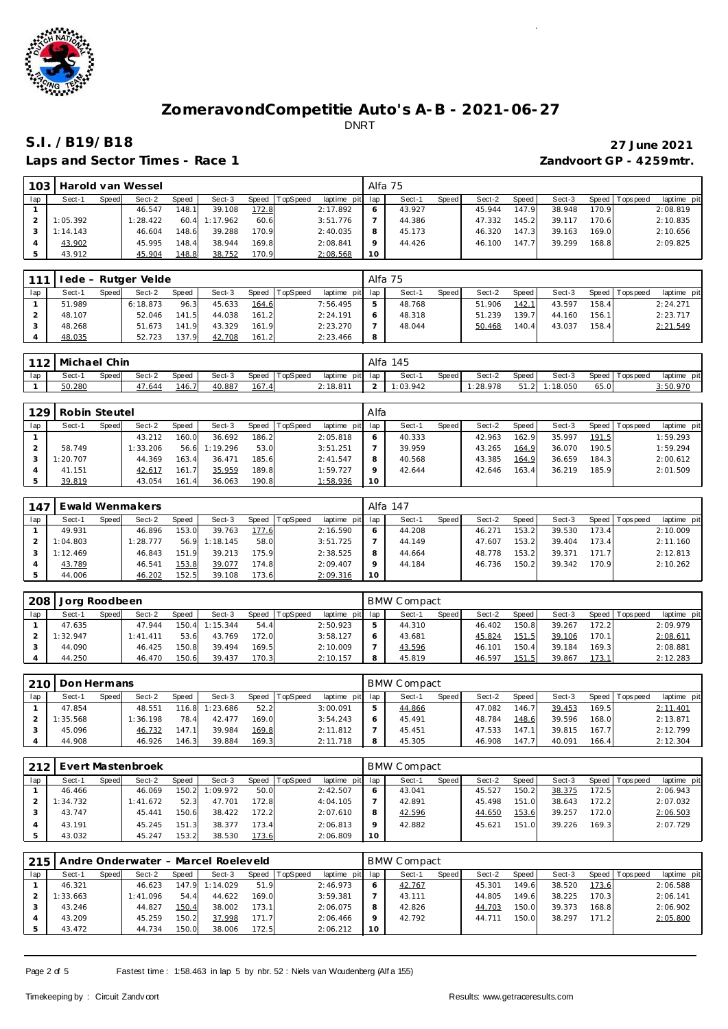# ZomeravondCompetitie Auto's A-B - 2021-06-27

DNRT

## S.I. /B19/B18

**27 June 2021**

**Laps and Sector Times - Race 1**

**Zandvoort GP - 4259mtr.**

| 103 | Harold van Wessel | | | | | | | | Alfa 75 | | | | | | | | |
|---|---|---|---|---|---|---|---|---|---|---|---|---|---|---|---|---|---|
| lap | Sect-1 | Speed | Sect-2 | Speed | Sect-3 | Speed | TopSpeed | laptime pit | lap | Sect-1 | Speed | Sect-2 | Speed | Sect-3 | Speed | Topspeed | laptime pit |
| 1 | | | 46.547 | 148.1 | 39.108 | 172.8 | | 2:17.892 | 6 | 43.927 | | 45.944 | 147.9 | 38.948 | 170.9 | | 2:08.819 |
| 2 | 1:05.392 | | 1:28.422 | 60.4 | 1:17.962 | 60.6 | | 3:51.776 | 7 | 44.386 | | 47.332 | 145.2 | 39.117 | 170.6 | | 2:10.835 |
| 3 | 1:14.143 | | 46.604 | 148.6 | 39.288 | 170.9 | | 2:40.035 | 8 | 45.173 | | 46.320 | 147.3 | 39.163 | 169.0 | | 2:10.656 |
| 4 | 43.902 | | 45.995 | 148.4 | 38.944 | 169.8 | | 2:08.841 | 9 | 44.426 | | 46.100 | 147.7 | 39.299 | 168.8 | | 2:09.825 |
| 5 | 43.912 | | 45.904 | 148.8 | 38.752 | 170.9 | | 2:08.568 | 10 | | | | | | | | |

| 111 | Iede - Rutger Velde | | | | | | | | Alfa 75 | | | | | | | | |
|---|---|---|---|---|---|---|---|---|---|---|---|---|---|---|---|---|---|
| lap | Sect-1 | Speed | Sect-2 | Speed | Sect-3 | Speed | TopSpeed | laptime pit | lap | Sect-1 | Speed | Sect-2 | Speed | Sect-3 | Speed | Topspeed | laptime pit |
| 1 | 51.989 | | 6:18.873 | 96.3 | 45.633 | 164.6 | | 7:56.495 | 5 | 48.768 | | 51.906 | 142.1 | 43.597 | 158.4 | | 2:24.271 |
| 2 | 48.107 | | 52.046 | 141.5 | 44.038 | 161.2 | | 2:24.191 | 6 | 48.318 | | 51.239 | 139.7 | 44.160 | 156.1 | | 2:23.717 |
| 3 | 48.268 | | 51.673 | 141.9 | 43.329 | 161.9 | | 2:23.270 | 7 | 48.044 | | 50.468 | 140.4 | 43.037 | 158.4 | | 2:21.549 |
| 4 | 48.035 | | 52.723 | 137.9 | 42.708 | 161.2 | | 2:23.466 | 8 | | | | | | | | |

| 112 | Michael Chin | | | | | | | | Alfa 145 | | | | | | | | |
|---|---|---|---|---|---|---|---|---|---|---|---|---|---|---|---|---|---|
| lap | Sect-1 | Speed | Sect-2 | Speed | Sect-3 | Speed | TopSpeed | laptime pit | lap | Sect-1 | Speed | Sect-2 | Speed | Sect-3 | Speed | Topspeed | laptime pit |
| 1 | 50.280 | | 47.644 | 146.7 | 40.887 | 167.4 | | 2:18.811 | 2 | 1:03.942 | | 1:28.978 | 51.2 | 1:18.050 | 65.0 | | 3:50.970 |

| 129 | Robin Steutel | | | | | | | | Alfa | | | | | | | | |
|---|---|---|---|---|---|---|---|---|---|---|---|---|---|---|---|---|---|
| lap | Sect-1 | Speed | Sect-2 | Speed | Sect-3 | Speed | TopSpeed | laptime pit | lap | Sect-1 | Speed | Sect-2 | Speed | Sect-3 | Speed | Topspeed | laptime pit |
| 1 | | | 43.212 | 160.0 | 36.692 | 186.2 | | 2:05.818 | 6 | 40.333 | | 42.963 | 162.9 | 35.997 | 191.5 | | 1:59.293 |
| 2 | 58.749 | | 1:33.206 | 56.6 | 1:19.296 | 53.0 | | 3:51.251 | 7 | 39.959 | | 43.265 | 164.9 | 36.070 | 190.5 | | 1:59.294 |
| 3 | 1:20.707 | | 44.369 | 163.4 | 36.471 | 185.6 | | 2:41.547 | 8 | 40.568 | | 43.385 | 164.9 | 36.659 | 184.3 | | 2:00.612 |
| 4 | 41.151 | | 42.617 | 161.7 | 35.959 | 189.8 | | 1:59.727 | 9 | 42.644 | | 42.646 | 163.4 | 36.219 | 185.9 | | 2:01.509 |
| 5 | 39.819 | | 43.054 | 161.4 | 36.063 | 190.8 | | 1:58.936 | 10 | | | | | | | | |

| 147 | Ewald Wenmakers | | | | | | | | Alfa 147 | | | | | | | | |
|---|---|---|---|---|---|---|---|---|---|---|---|---|---|---|---|---|---|
| lap | Sect-1 | Speed | Sect-2 | Speed | Sect-3 | Speed | TopSpeed | laptime pit | lap | Sect-1 | Speed | Sect-2 | Speed | Sect-3 | Speed | Topspeed | laptime pit |
| 1 | 49.931 | | 46.896 | 153.0 | 39.763 | 177.6 | | 2:16.590 | 6 | 44.208 | | 46.271 | 153.2 | 39.530 | 173.4 | | 2:10.009 |
| 2 | 1:04.803 | | 1:28.777 | 56.9 | 1:18.145 | 58.0 | | 3:51.725 | 7 | 44.149 | | 47.607 | 153.2 | 39.404 | 173.4 | | 2:11.160 |
| 3 | 1:12.469 | | 46.843 | 151.9 | 39.213 | 175.9 | | 2:38.525 | 8 | 44.664 | | 48.778 | 153.2 | 39.371 | 171.7 | | 2:12.813 |
| 4 | 43.789 | | 46.541 | 153.8 | 39.077 | 174.8 | | 2:09.407 | 9 | 44.184 | | 46.736 | 150.2 | 39.342 | 170.9 | | 2:10.262 |
| 5 | 44.006 | | 46.202 | 152.5 | 39.108 | 173.6 | | 2:09.316 | 10 | | | | | | | | |

| 208 | Jorg Roodbeen | | | | | | | | BMW Compact | | | | | | | | |
|---|---|---|---|---|---|---|---|---|---|---|---|---|---|---|---|---|---|
| lap | Sect-1 | Speed | Sect-2 | Speed | Sect-3 | Speed | TopSpeed | laptime pit | lap | Sect-1 | Speed | Sect-2 | Speed | Sect-3 | Speed | Topspeed | laptime pit |
| 1 | 47.635 | | 47.944 | 150.4 | 1:15.344 | 54.4 | | 2:50.923 | 5 | 44.310 | | 46.402 | 150.8 | 39.267 | 172.2 | | 2:09.979 |
| 2 | 1:32.947 | | 1:41.411 | 53.6 | 43.769 | 172.0 | | 3:58.127 | 6 | 43.681 | | 45.824 | 151.5 | 39.106 | 170.1 | | 2:08.611 |
| 3 | 44.090 | | 46.425 | 150.8 | 39.494 | 169.5 | | 2:10.009 | 7 | 43.596 | | 46.101 | 150.4 | 39.184 | 169.3 | | 2:08.881 |
| 4 | 44.250 | | 46.470 | 150.6 | 39.437 | 170.3 | | 2:10.157 | 8 | 45.819 | | 46.597 | 151.5 | 39.867 | 173.1 | | 2:12.283 |

| 210 | Don Hermans | | | | | | | | BMW Compact | | | | | | | | |
|---|---|---|---|---|---|---|---|---|---|---|---|---|---|---|---|---|---|
| lap | Sect-1 | Speed | Sect-2 | Speed | Sect-3 | Speed | TopSpeed | laptime pit | lap | Sect-1 | Speed | Sect-2 | Speed | Sect-3 | Speed | Topspeed | laptime pit |
| 1 | 47.854 | | 48.551 | 116.8 | 1:23.686 | 52.2 | | 3:00.091 | 5 | 44.866 | | 47.082 | 146.7 | 39.453 | 169.5 | | 2:11.401 |
| 2 | 1:35.568 | | 1:36.198 | 78.4 | 42.477 | 169.0 | | 3:54.243 | 6 | 45.491 | | 48.784 | 148.6 | 39.596 | 168.0 | | 2:13.871 |
| 3 | 45.096 | | 46.732 | 147.1 | 39.984 | 169.8 | | 2:11.812 | 7 | 45.451 | | 47.533 | 147.1 | 39.815 | 167.7 | | 2:12.799 |
| 4 | 44.908 | | 46.926 | 146.3 | 39.884 | 169.3 | | 2:11.718 | 8 | 45.305 | | 46.908 | 147.7 | 40.091 | 166.4 | | 2:12.304 |

| 212 | Evert Mastenbroek | | | | | | | | BMW Compact | | | | | | | | |
|---|---|---|---|---|---|---|---|---|---|---|---|---|---|---|---|---|---|
| lap | Sect-1 | Speed | Sect-2 | Speed | Sect-3 | Speed | TopSpeed | laptime pit | lap | Sect-1 | Speed | Sect-2 | Speed | Sect-3 | Speed | Topspeed | laptime pit |
| 1 | 46.466 | | 46.069 | 150.2 | 1:09.972 | 50.0 | | 2:42.507 | 6 | 43.041 | | 45.527 | 150.2 | 38.375 | 172.5 | | 2:06.943 |
| 2 | 1:34.732 | | 1:41.672 | 52.3 | 47.701 | 172.8 | | 4:04.105 | 7 | 42.891 | | 45.498 | 151.0 | 38.643 | 172.2 | | 2:07.032 |
| 3 | 43.747 | | 45.441 | 150.6 | 38.422 | 172.2 | | 2:07.610 | 8 | 42.596 | | 44.650 | 153.6 | 39.257 | 172.0 | | 2:06.503 |
| 4 | 43.191 | | 45.245 | 151.3 | 38.377 | 173.4 | | 2:06.813 | 9 | 42.882 | | 45.621 | 151.0 | 39.226 | 169.3 | | 2:07.729 |
| 5 | 43.032 | | 45.247 | 153.2 | 38.530 | 173.6 | | 2:06.809 | 10 | | | | | | | | |

| 215 | Andre Onderwater - Marcel Roeleveld | | | | | | | | BMW Compact | | | | | | | | |
|---|---|---|---|---|---|---|---|---|---|---|---|---|---|---|---|---|---|
| lap | Sect-1 | Speed | Sect-2 | Speed | Sect-3 | Speed | TopSpeed | laptime pit | lap | Sect-1 | Speed | Sect-2 | Speed | Sect-3 | Speed | Topspeed | laptime pit |
| 1 | 46.321 | | 46.623 | 147.9 | 1:14.029 | 51.9 | | 2:46.973 | 6 | 42.767 | | 45.301 | 149.6 | 38.520 | 173.6 | | 2:06.588 |
| 2 | 1:33.663 | | 1:41.096 | 54.4 | 44.622 | 169.0 | | 3:59.381 | 7 | 43.111 | | 44.805 | 149.6 | 38.225 | 170.3 | | 2:06.141 |
| 3 | 43.246 | | 44.827 | 150.4 | 38.002 | 173.1 | | 2:06.075 | 8 | 42.826 | | 44.703 | 150.0 | 39.373 | 168.8 | | 2:06.902 |
| 4 | 43.209 | | 45.259 | 150.2 | 37.998 | 171.7 | | 2:06.466 | 9 | 42.792 | | 44.711 | 150.0 | 38.297 | 171.2 | | 2:05.800 |
| 5 | 43.472 | | 44.734 | 150.0 | 38.006 | 172.5 | | 2:06.212 | 10 | | | | | | | | |

Fastest time : 1:58.463 in lap 5 by nbr. 52 : Niels van Woudenberg (Alfa 155)

Timekeeping by : Circuit Zandvoort

Results: www.getraceresults.com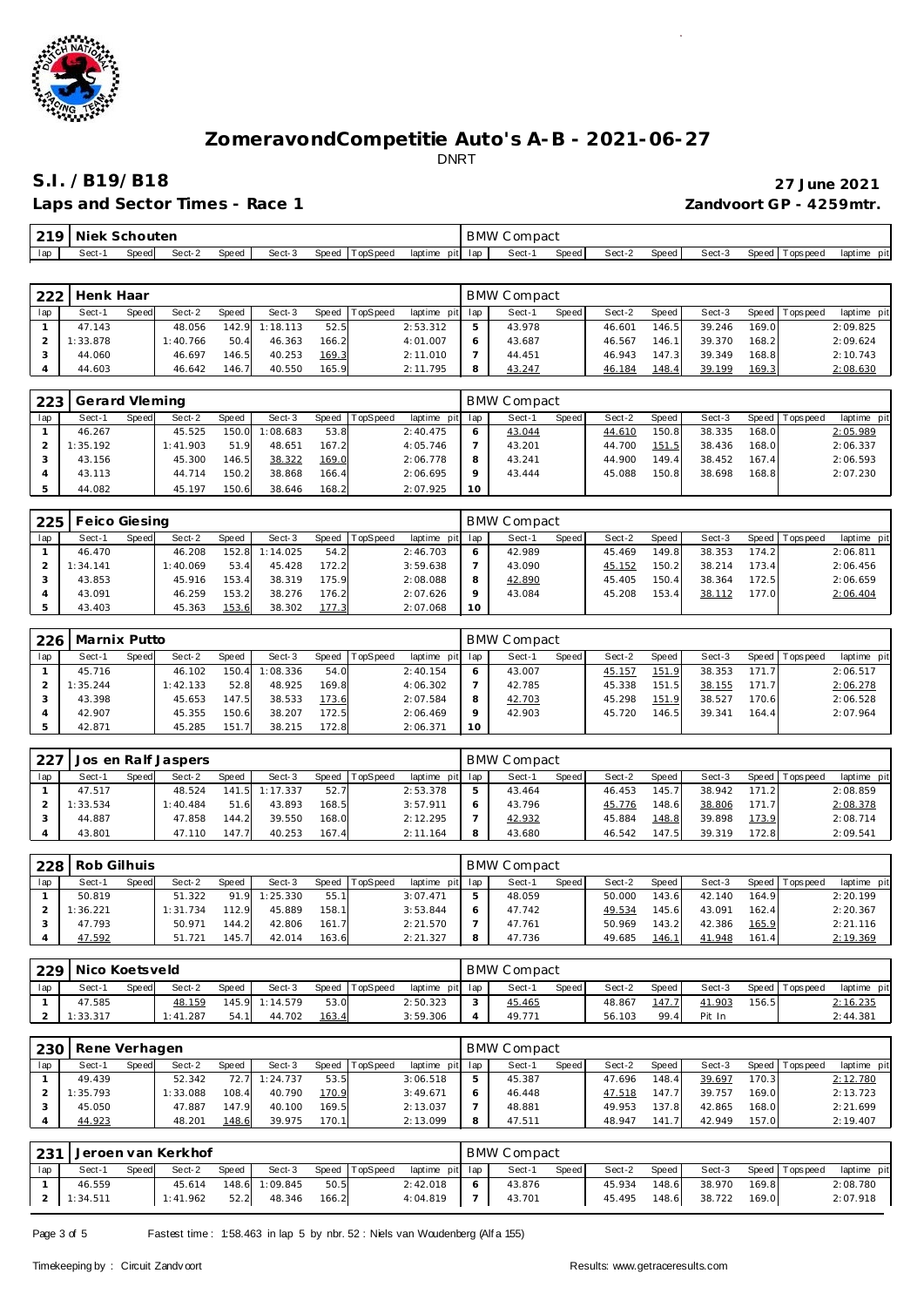# ZomeravondCompetitie Auto's A-B - 2021-06-27

DNRT

## S.I. /B19/B18

**27 June 2021**

**Laps and Sector Times - Race 1**

**Zandvoort GP - 4259mtr.**

| 219 | Niek Schouten | | | | | | | | BMW Compact | | | | | | | | |
|---|---|---|---|---|---|---|---|---|---|---|---|---|---|---|---|---|---|
| lap | Sect-1 | Speed | Sect-2 | Speed | Sect-3 | Speed | TopSpeed | laptime pit | lap | Sect-1 | Speed | Sect-2 | Speed | Sect-3 | Speed | Topspeed | laptime pit |

| 222 | Henk Haar | | | | | | | | BMW Compact | | | | | | | | |
|---|---|---|---|---|---|---|---|---|---|---|---|---|---|---|---|---|---|
| lap | Sect-1 | Speed | Sect-2 | Speed | Sect-3 | Speed | TopSpeed | laptime pit | lap | Sect-1 | Speed | Sect-2 | Speed | Sect-3 | Speed | Topspeed | laptime pit |
| 1 | 47.143 | | 48.056 | 142.9 | 1:18.113 | 52.5 | | 2:53.312 | 5 | 43.978 | | 46.601 | 146.5 | 39.246 | 169.0 | | 2:09.825 |
| 2 | 1:33.878 | | 1:40.766 | 50.4 | 46.363 | 166.2 | | 4:01.007 | 6 | 43.687 | | 46.567 | 146.1 | 39.370 | 168.2 | | 2:09.624 |
| 3 | 44.060 | | 46.697 | 146.5 | 40.253 | 169.3 | | 2:11.010 | 7 | 44.451 | | 46.943 | 147.3 | 39.349 | 168.8 | | 2:10.743 |
| 4 | 44.603 | | 46.642 | 146.7 | 40.550 | 165.9 | | 2:11.795 | 8 | 43.247 | | 46.184 | 148.4 | 39.199 | 169.3 | | 2:08.630 |

| 223 | Gerard Vleming | | | | | | | | BMW Compact | | | | | | | | |
|---|---|---|---|---|---|---|---|---|---|---|---|---|---|---|---|---|---|
| lap | Sect-1 | Speed | Sect-2 | Speed | Sect-3 | Speed | TopSpeed | laptime pit | lap | Sect-1 | Speed | Sect-2 | Speed | Sect-3 | Speed | Topspeed | laptime pit |
| 1 | 46.267 | | 45.525 | 150.0 | 1:08.683 | 53.8 | | 2:40.475 | 6 | 43.044 | | 44.610 | 150.8 | 38.335 | 168.0 | | 2:05.989 |
| 2 | 1:35.192 | | 1:41.903 | 51.9 | 48.651 | 167.2 | | 4:05.746 | 7 | 43.201 | | 44.700 | 151.5 | 38.436 | 168.0 | | 2:06.337 |
| 3 | 43.156 | | 45.300 | 146.5 | 38.322 | 169.0 | | 2:06.778 | 8 | 43.241 | | 44.900 | 149.4 | 38.452 | 167.4 | | 2:06.593 |
| 4 | 43.113 | | 44.714 | 150.2 | 38.868 | 166.4 | | 2:06.695 | 9 | 43.444 | | 45.088 | 150.8 | 38.698 | 168.8 | | 2:07.230 |
| 5 | 44.082 | | 45.197 | 150.6 | 38.646 | 168.2 | | 2:07.925 | 10 | | | | | | | | |

| 225 | Feico Giesing | | | | | | | | BMW Compact | | | | | | | | |
|---|---|---|---|---|---|---|---|---|---|---|---|---|---|---|---|---|---|
| lap | Sect-1 | Speed | Sect-2 | Speed | Sect-3 | Speed | TopSpeed | laptime pit | lap | Sect-1 | Speed | Sect-2 | Speed | Sect-3 | Speed | Topspeed | laptime pit |
| 1 | 46.470 | | 46.208 | 152.8 | 1:14.025 | 54.2 | | 2:46.703 | 6 | 42.989 | | 45.469 | 149.8 | 38.353 | 174.2 | | 2:06.811 |
| 2 | 1:34.141 | | 1:40.069 | 53.4 | 45.428 | 172.2 | | 3:59.638 | 7 | 43.090 | | 45.152 | 150.2 | 38.214 | 173.4 | | 2:06.456 |
| 3 | 43.853 | | 45.916 | 153.4 | 38.319 | 175.9 | | 2:08.088 | 8 | 42.890 | | 45.405 | 150.4 | 38.364 | 172.5 | | 2:06.659 |
| 4 | 43.091 | | 46.259 | 153.2 | 38.276 | 176.2 | | 2:07.626 | 9 | 43.084 | | 45.208 | 153.4 | 38.112 | 177.0 | | 2:06.404 |
| 5 | 43.403 | | 45.363 | 153.6 | 38.302 | 177.3 | | 2:07.068 | 10 | | | | | | | | |

| 226 | Marnix Putto | | | | | | | | BMW Compact | | | | | | | | |
|---|---|---|---|---|---|---|---|---|---|---|---|---|---|---|---|---|---|
| lap | Sect-1 | Speed | Sect-2 | Speed | Sect-3 | Speed | TopSpeed | laptime pit | lap | Sect-1 | Speed | Sect-2 | Speed | Sect-3 | Speed | Topspeed | laptime pit |
| 1 | 45.716 | | 46.102 | 150.4 | 1:08.336 | 54.0 | | 2:40.154 | 6 | 43.007 | | 45.157 | 151.9 | 38.353 | 171.7 | | 2:06.517 |
| 2 | 1:35.244 | | 1:42.133 | 52.8 | 48.925 | 169.8 | | 4:06.302 | 7 | 42.785 | | 45.338 | 151.5 | 38.155 | 171.7 | | 2:06.278 |
| 3 | 43.398 | | 45.653 | 147.5 | 38.533 | 173.6 | | 2:07.584 | 8 | 42.703 | | 45.298 | 151.9 | 38.527 | 170.6 | | 2:06.528 |
| 4 | 42.907 | | 45.355 | 150.6 | 38.207 | 172.5 | | 2:06.469 | 9 | 42.903 | | 45.720 | 146.5 | 39.341 | 164.4 | | 2:07.964 |
| 5 | 42.871 | | 45.285 | 151.7 | 38.215 | 172.8 | | 2:06.371 | 10 | | | | | | | | |

| 227 | Jos en Ralf Jaspers | | | | | | | | BMW Compact | | | | | | | | |
|---|---|---|---|---|---|---|---|---|---|---|---|---|---|---|---|---|---|
| lap | Sect-1 | Speed | Sect-2 | Speed | Sect-3 | Speed | TopSpeed | laptime pit | lap | Sect-1 | Speed | Sect-2 | Speed | Sect-3 | Speed | Topspeed | laptime pit |
| 1 | 47.517 | | 48.524 | 141.5 | 1:17.337 | 52.7 | | 2:53.378 | 5 | 43.464 | | 46.453 | 145.7 | 38.942 | 171.2 | | 2:08.859 |
| 2 | 1:33.534 | | 1:40.484 | 51.6 | 43.893 | 168.5 | | 3:57.911 | 6 | 43.796 | | 45.776 | 148.6 | 38.806 | 171.7 | | 2:08.378 |
| 3 | 44.887 | | 47.858 | 144.2 | 39.550 | 168.0 | | 2:12.295 | 7 | 42.932 | | 45.884 | 148.8 | 39.898 | 173.9 | | 2:08.714 |
| 4 | 43.801 | | 47.110 | 147.7 | 40.253 | 167.4 | | 2:11.164 | 8 | 43.680 | | 46.542 | 147.5 | 39.319 | 172.8 | | 2:09.541 |

| 228 | Rob Gilhuis | | | | | | | | BMW Compact | | | | | | | | |
|---|---|---|---|---|---|---|---|---|---|---|---|---|---|---|---|---|---|
| lap | Sect-1 | Speed | Sect-2 | Speed | Sect-3 | Speed | TopSpeed | laptime pit | lap | Sect-1 | Speed | Sect-2 | Speed | Sect-3 | Speed | Topspeed | laptime pit |
| 1 | 50.819 | | 51.322 | 91.9 | 1:25.330 | 55.1 | | 3:07.471 | 5 | 48.059 | | 50.000 | 143.6 | 42.140 | 164.9 | | 2:20.199 |
| 2 | 1:36.221 | | 1:31.734 | 112.9 | 45.889 | 158.1 | | 3:53.844 | 6 | 47.742 | | 49.534 | 145.6 | 43.091 | 162.4 | | 2:20.367 |
| 3 | 47.793 | | 50.971 | 144.2 | 42.806 | 161.7 | | 2:21.570 | 7 | 47.761 | | 50.969 | 143.2 | 42.386 | 165.9 | | 2:21.116 |
| 4 | 47.592 | | 51.721 | 145.7 | 42.014 | 163.6 | | 2:21.327 | 8 | 47.736 | | 49.685 | 146.1 | 41.948 | 161.4 | | 2:19.369 |

| 229 | Nico Koetsveld | | | | | | | | BMW Compact | | | | | | | | |
|---|---|---|---|---|---|---|---|---|---|---|---|---|---|---|---|---|---|
| lap | Sect-1 | Speed | Sect-2 | Speed | Sect-3 | Speed | TopSpeed | laptime pit | lap | Sect-1 | Speed | Sect-2 | Speed | Sect-3 | Speed | Topspeed | laptime pit |
| 1 | 47.585 | | 48.159 | 145.9 | 1:14.579 | 53.0 | | 2:50.323 | 3 | 45.465 | | 48.867 | 147.7 | 41.903 | 156.5 | | 2:16.235 |
| 2 | 1:33.317 | | 1:41.287 | 54.1 | 44.702 | 163.4 | | 3:59.306 | 4 | 49.771 | | 56.103 | 99.4 | Pit In | | | 2:44.381 |

| 230 | Rene Verhagen | | | | | | | | BMW Compact | | | | | | | | |
|---|---|---|---|---|---|---|---|---|---|---|---|---|---|---|---|---|---|
| lap | Sect-1 | Speed | Sect-2 | Speed | Sect-3 | Speed | TopSpeed | laptime pit | lap | Sect-1 | Speed | Sect-2 | Speed | Sect-3 | Speed | Topspeed | laptime pit |
| 1 | 49.439 | | 52.342 | 72.7 | 1:24.737 | 53.5 | | 3:06.518 | 5 | 45.387 | | 47.696 | 148.4 | 39.697 | 170.3 | | 2:12.780 |
| 2 | 1:35.793 | | 1:33.088 | 108.4 | 40.790 | 170.9 | | 3:49.671 | 6 | 46.448 | | 47.518 | 147.7 | 39.757 | 169.0 | | 2:13.723 |
| 3 | 45.050 | | 47.887 | 147.9 | 40.100 | 169.5 | | 2:13.037 | 7 | 48.881 | | 49.953 | 137.8 | 42.865 | 168.0 | | 2:21.699 |
| 4 | 44.923 | | 48.201 | 148.6 | 39.975 | 170.1 | | 2:13.099 | 8 | 47.511 | | 48.947 | 141.7 | 42.949 | 157.0 | | 2:19.407 |

| 231 | Jeroen van Kerkhof | | | | | | | | BMW Compact | | | | | | | | |
|---|---|---|---|---|---|---|---|---|---|---|---|---|---|---|---|---|---|
| lap | Sect-1 | Speed | Sect-2 | Speed | Sect-3 | Speed | TopSpeed | laptime pit | lap | Sect-1 | Speed | Sect-2 | Speed | Sect-3 | Speed | Topspeed | laptime pit |
| 1 | 46.559 | | 45.614 | 148.6 | 1:09.845 | 50.5 | | 2:42.018 | 6 | 43.876 | | 45.934 | 148.6 | 38.970 | 169.8 | | 2:08.780 |
| 2 | 1:34.511 | | 1:41.962 | 52.2 | 48.346 | 166.2 | | 4:04.819 | 7 | 43.701 | | 45.495 | 148.6 | 38.722 | 169.0 | | 2:07.918 |

Fastest time : 1:58.463 in lap 5 by nbr. 52 : Niels van Woudenberg (Alfa 155)

Timekeeping by : Circuit Zandvoort

Results: www.getraceresults.com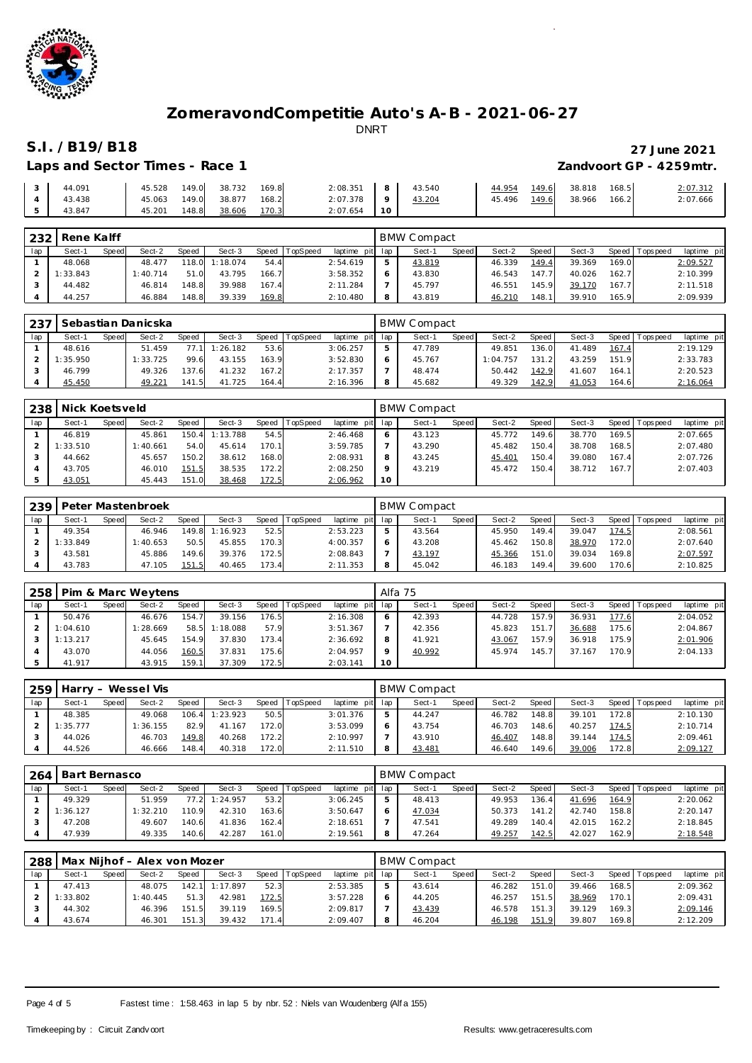# ZomeravondCompetitie Auto's A-B - 2021-06-27

DNRT

## S.I. /B19/B18

**27 June 2021**

**Laps and Sector Times - Race 1**

**Zandvoort GP - 4259mtr.**

| lap | Sect-1 | Speed | Sect-2 | Speed | Sect-3 | Speed | TopSpeed | laptime pit | lap | Sect-1 | Speed | Sect-2 | Speed | Sect-3 | Speed | Topspeed | laptime pit |
|---|---|---|---|---|---|---|---|---|---|---|---|---|---|---|---|---|---|
| 3 | 44.091 | | 45.528 | 149.0 | 38.732 | 169.8 | | 2:08.351 | 8 | 43.540 | | 44.954 | 149.6 | 38.818 | 168.5 | | 2:07.312 |
| 4 | 43.438 | | 45.063 | 149.0 | 38.877 | 168.2 | | 2:07.378 | 9 | 43.204 | | 45.496 | 149.6 | 38.966 | 166.2 | | 2:07.666 |
| 5 | 43.847 | | 45.201 | 148.8 | 38.606 | 170.3 | | 2:07.654 | 10 | | | | | | | | |

**232 Rene Kalff** — BMW Compact

| lap | Sect-1 | Speed | Sect-2 | Speed | Sect-3 | Speed | TopSpeed | laptime pit | lap | Sect-1 | Speed | Sect-2 | Speed | Sect-3 | Speed | Topspeed | laptime pit |
|---|---|---|---|---|---|---|---|---|---|---|---|---|---|---|---|---|---|
| 1 | 48.068 | | 48.477 | 118.0 | 1:18.074 | 54.4 | | 2:54.619 | 5 | 43.819 | | 46.339 | 149.4 | 39.369 | 169.0 | | 2:09.527 |
| 2 | 1:33.843 | | 1:40.714 | 51.0 | 43.795 | 166.7 | | 3:58.352 | 6 | 43.830 | | 46.543 | 147.7 | 40.026 | 162.7 | | 2:10.399 |
| 3 | 44.482 | | 46.814 | 148.8 | 39.988 | 167.4 | | 2:11.284 | 7 | 45.797 | | 46.551 | 145.9 | 39.170 | 167.7 | | 2:11.518 |
| 4 | 44.257 | | 46.884 | 148.8 | 39.339 | 169.8 | | 2:10.480 | 8 | 43.819 | | 46.210 | 148.1 | 39.910 | 165.9 | | 2:09.939 |

**237 Sebastian Danicska** — BMW Compact

| lap | Sect-1 | Speed | Sect-2 | Speed | Sect-3 | Speed | TopSpeed | laptime pit | lap | Sect-1 | Speed | Sect-2 | Speed | Sect-3 | Speed | Topspeed | laptime pit |
|---|---|---|---|---|---|---|---|---|---|---|---|---|---|---|---|---|---|
| 1 | 48.616 | | 51.459 | 77.1 | 1:26.182 | 53.6 | | 3:06.257 | 5 | 47.789 | | 49.851 | 136.0 | 41.489 | 167.4 | | 2:19.129 |
| 2 | 1:35.950 | | 1:33.725 | 99.6 | 43.155 | 163.9 | | 3:52.830 | 6 | 45.767 | | 1:04.757 | 131.2 | 43.259 | 151.9 | | 2:33.783 |
| 3 | 46.799 | | 49.326 | 137.6 | 41.232 | 167.2 | | 2:17.357 | 7 | 48.474 | | 50.442 | 142.9 | 41.607 | 164.1 | | 2:20.523 |
| 4 | 45.450 | | 49.221 | 141.5 | 41.725 | 164.4 | | 2:16.396 | 8 | 45.682 | | 49.329 | 142.9 | 41.053 | 164.6 | | 2:16.064 |

**238 Nick Koetsveld** — BMW Compact

| lap | Sect-1 | Speed | Sect-2 | Speed | Sect-3 | Speed | TopSpeed | laptime pit | lap | Sect-1 | Speed | Sect-2 | Speed | Sect-3 | Speed | Topspeed | laptime pit |
|---|---|---|---|---|---|---|---|---|---|---|---|---|---|---|---|---|---|
| 1 | 46.819 | | 45.861 | 150.4 | 1:13.788 | 54.5 | | 2:46.468 | 6 | 43.123 | | 45.772 | 149.6 | 38.770 | 169.5 | | 2:07.665 |
| 2 | 1:33.510 | | 1:40.661 | 54.0 | 45.614 | 170.1 | | 3:59.785 | 7 | 43.290 | | 45.482 | 150.4 | 38.708 | 168.5 | | 2:07.480 |
| 3 | 44.662 | | 45.657 | 150.2 | 38.612 | 168.0 | | 2:08.931 | 8 | 43.245 | | 45.401 | 150.4 | 39.080 | 167.4 | | 2:07.726 |
| 4 | 43.705 | | 46.010 | 151.5 | 38.535 | 172.2 | | 2:08.250 | 9 | 43.219 | | 45.472 | 150.4 | 38.712 | 167.7 | | 2:07.403 |
| 5 | 43.051 | | 45.443 | 151.0 | 38.468 | 172.5 | | 2:06.962 | 10 | | | | | | | | |

**239 Peter Mastenbroek** — BMW Compact

| lap | Sect-1 | Speed | Sect-2 | Speed | Sect-3 | Speed | TopSpeed | laptime pit | lap | Sect-1 | Speed | Sect-2 | Speed | Sect-3 | Speed | Topspeed | laptime pit |
|---|---|---|---|---|---|---|---|---|---|---|---|---|---|---|---|---|---|
| 1 | 49.354 | | 46.946 | 149.8 | 1:16.923 | 52.5 | | 2:53.223 | 5 | 43.564 | | 45.950 | 149.4 | 39.047 | 174.5 | | 2:08.561 |
| 2 | 1:33.849 | | 1:40.653 | 50.5 | 45.855 | 170.3 | | 4:00.357 | 6 | 43.208 | | 45.462 | 150.8 | 38.970 | 172.0 | | 2:07.640 |
| 3 | 43.581 | | 45.886 | 149.6 | 39.376 | 172.5 | | 2:08.843 | 7 | 43.197 | | 45.366 | 151.0 | 39.034 | 169.8 | | 2:07.597 |
| 4 | 43.783 | | 47.105 | 151.5 | 40.465 | 173.4 | | 2:11.353 | 8 | 45.042 | | 46.183 | 149.4 | 39.600 | 170.6 | | 2:10.825 |

**258 Pim & Marc Weytens** — Alfa 75

| lap | Sect-1 | Speed | Sect-2 | Speed | Sect-3 | Speed | TopSpeed | laptime pit | lap | Sect-1 | Speed | Sect-2 | Speed | Sect-3 | Speed | Topspeed | laptime pit |
|---|---|---|---|---|---|---|---|---|---|---|---|---|---|---|---|---|---|
| 1 | 50.476 | | 46.676 | 154.7 | 39.156 | 176.5 | | 2:16.308 | 6 | 42.393 | | 44.728 | 157.9 | 36.931 | 177.6 | | 2:04.052 |
| 2 | 1:04.610 | | 1:28.669 | 58.5 | 1:18.088 | 57.9 | | 3:51.367 | 7 | 42.356 | | 45.823 | 151.7 | 36.688 | 175.6 | | 2:04.867 |
| 3 | 1:13.217 | | 45.645 | 154.9 | 37.830 | 173.4 | | 2:36.692 | 8 | 41.921 | | 43.067 | 157.9 | 36.918 | 175.9 | | 2:01.906 |
| 4 | 43.070 | | 44.056 | 160.5 | 37.831 | 175.6 | | 2:04.957 | 9 | 40.992 | | 45.974 | 145.7 | 37.167 | 170.9 | | 2:04.133 |
| 5 | 41.917 | | 43.915 | 159.1 | 37.309 | 172.5 | | 2:03.141 | 10 | | | | | | | | |

**259 Harry – Wessel Vis** — BMW Compact

| lap | Sect-1 | Speed | Sect-2 | Speed | Sect-3 | Speed | TopSpeed | laptime pit | lap | Sect-1 | Speed | Sect-2 | Speed | Sect-3 | Speed | Topspeed | laptime pit |
|---|---|---|---|---|---|---|---|---|---|---|---|---|---|---|---|---|---|
| 1 | 48.385 | | 49.068 | 106.4 | 1:23.923 | 50.5 | | 3:01.376 | 5 | 44.247 | | 46.782 | 148.8 | 39.101 | 172.8 | | 2:10.130 |
| 2 | 1:35.777 | | 1:36.155 | 82.9 | 41.167 | 172.0 | | 3:53.099 | 6 | 43.754 | | 46.703 | 148.6 | 40.257 | 174.5 | | 2:10.714 |
| 3 | 44.026 | | 46.703 | 149.8 | 40.268 | 172.2 | | 2:10.997 | 7 | 43.910 | | 46.407 | 148.8 | 39.144 | 174.5 | | 2:09.461 |
| 4 | 44.526 | | 46.666 | 148.4 | 40.318 | 172.0 | | 2:11.510 | 8 | 43.481 | | 46.640 | 149.6 | 39.006 | 172.8 | | 2:09.127 |

**264 Bart Bernasco** — BMW Compact

| lap | Sect-1 | Speed | Sect-2 | Speed | Sect-3 | Speed | TopSpeed | laptime pit | lap | Sect-1 | Speed | Sect-2 | Speed | Sect-3 | Speed | Topspeed | laptime pit |
|---|---|---|---|---|---|---|---|---|---|---|---|---|---|---|---|---|---|
| 1 | 49.329 | | 51.959 | 77.2 | 1:24.957 | 53.2 | | 3:06.245 | 5 | 48.413 | | 49.953 | 136.4 | 41.696 | 164.9 | | 2:20.062 |
| 2 | 1:36.127 | | 1:32.210 | 110.9 | 42.310 | 163.6 | | 3:50.647 | 6 | 47.034 | | 50.373 | 141.2 | 42.740 | 158.8 | | 2:20.147 |
| 3 | 47.208 | | 49.607 | 140.6 | 41.836 | 162.4 | | 2:18.651 | 7 | 47.541 | | 49.289 | 140.4 | 42.015 | 162.2 | | 2:18.845 |
| 4 | 47.939 | | 49.335 | 140.6 | 42.287 | 161.0 | | 2:19.561 | 8 | 47.264 | | 49.257 | 142.5 | 42.027 | 162.9 | | 2:18.548 |

**288 Max Nijhof – Alex von Mozer** — BMW Compact

| lap | Sect-1 | Speed | Sect-2 | Speed | Sect-3 | Speed | TopSpeed | laptime pit | lap | Sect-1 | Speed | Sect-2 | Speed | Sect-3 | Speed | Topspeed | laptime pit |
|---|---|---|---|---|---|---|---|---|---|---|---|---|---|---|---|---|---|
| 1 | 47.413 | | 48.075 | 142.1 | 1:17.897 | 52.3 | | 2:53.385 | 5 | 43.614 | | 46.282 | 151.0 | 39.466 | 168.5 | | 2:09.362 |
| 2 | 1:33.802 | | 1:40.445 | 51.3 | 42.981 | 172.5 | | 3:57.228 | 6 | 44.205 | | 46.257 | 151.5 | 38.969 | 170.1 | | 2:09.431 |
| 3 | 44.302 | | 46.396 | 151.5 | 39.119 | 169.5 | | 2:09.817 | 7 | 43.439 | | 46.578 | 151.3 | 39.129 | 169.3 | | 2:09.146 |
| 4 | 43.674 | | 46.301 | 151.3 | 39.432 | 171.4 | | 2:09.407 | 8 | 46.204 | | 46.198 | 151.9 | 39.807 | 169.8 | | 2:12.209 |

Fastest time : 1:58.463 in lap 5 by nbr. 52 : Niels van Woudenberg (Alfa 155)

Timekeeping by : Circuit Zandvoort

Results: www.getraceresults.com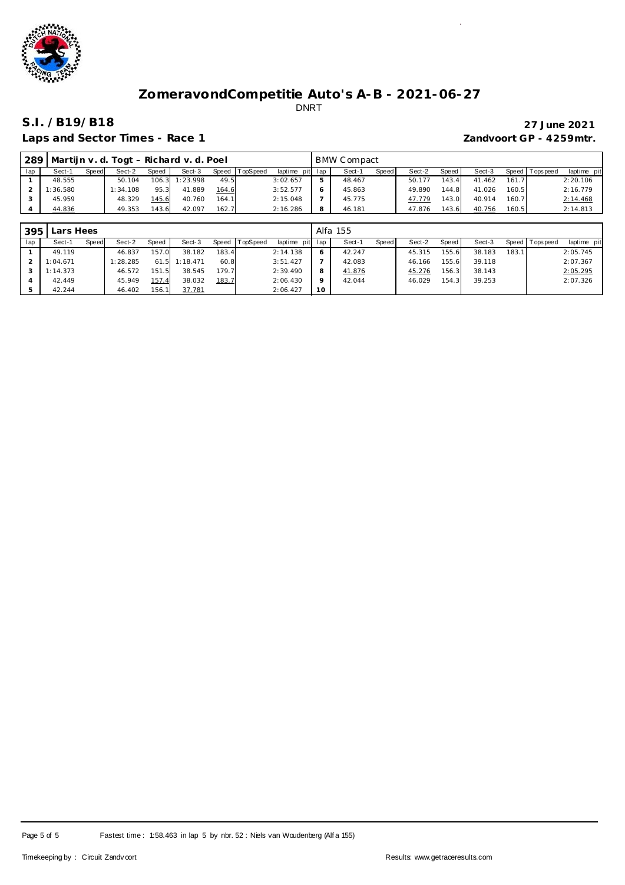# ZomeravondCompetitie Auto's A-B - 2021-06-27

DNRT

## S.I. /B19/B18

**27 June 2021**

**Laps and Sector Times - Race 1**

**Zandvoort GP - 4259mtr.**

**289 Martijn v. d. Togt – Richard v. d. Poel** — BMW Compact

| lap | Sect-1 | Speed | Sect-2 | Speed | Sect-3 | Speed | TopSpeed | laptime pit | lap | Sect-1 | Speed | Sect-2 | Speed | Sect-3 | Speed | Topspeed | laptime pit |
|---|---|---|---|---|---|---|---|---|---|---|---|---|---|---|---|---|---|
| 1 | 48.555 | | 50.104 | 106.3 | 1:23.998 | 49.5 | | 3:02.657 | 5 | 48.467 | | 50.177 | 143.4 | 41.462 | 161.7 | | 2:20.106 |
| 2 | 1:36.580 | | 1:34.108 | 95.3 | 41.889 | 164.6 | | 3:52.577 | 6 | 45.863 | | 49.890 | 144.8 | 41.026 | 160.5 | | 2:16.779 |
| 3 | 45.959 | | 48.329 | 145.6 | 40.760 | 164.1 | | 2:15.048 | 7 | 45.775 | | 47.779 | 143.0 | 40.914 | 160.7 | | 2:14.468 |
| 4 | 44.836 | | 49.353 | 143.6 | 42.097 | 162.7 | | 2:16.286 | 8 | 46.181 | | 47.876 | 143.6 | 40.756 | 160.5 | | 2:14.813 |

**395 Lars Hees** — Alfa 155

| lap | Sect-1 | Speed | Sect-2 | Speed | Sect-3 | Speed | TopSpeed | laptime pit | lap | Sect-1 | Speed | Sect-2 | Speed | Sect-3 | Speed | Topspeed | laptime pit |
|---|---|---|---|---|---|---|---|---|---|---|---|---|---|---|---|---|---|
| 1 | 49.119 | | 46.837 | 157.0 | 38.182 | 183.4 | | 2:14.138 | 6 | 42.247 | | 45.315 | 155.6 | 38.183 | 183.1 | | 2:05.745 |
| 2 | 1:04.671 | | 1:28.285 | 61.5 | 1:18.471 | 60.8 | | 3:51.427 | 7 | 42.083 | | 46.166 | 155.6 | 39.118 | | | 2:07.367 |
| 3 | 1:14.373 | | 46.572 | 151.5 | 38.545 | 179.7 | | 2:39.490 | 8 | 41.876 | | 45.276 | 156.3 | 38.143 | | | 2:05.295 |
| 4 | 42.449 | | 45.949 | 157.4 | 38.032 | 183.7 | | 2:06.430 | 9 | 42.044 | | 46.029 | 154.3 | 39.253 | | | 2:07.326 |
| 5 | 42.244 | | 46.402 | 156.1 | 37.781 | | | 2:06.427 | 10 | | | | | | | | |

Fastest time : 1:58.463 in lap 5 by nbr. 52 : Niels van Woudenberg (Alfa 155)

Timekeeping by : Circuit Zandvoort

Results: www.getraceresults.com